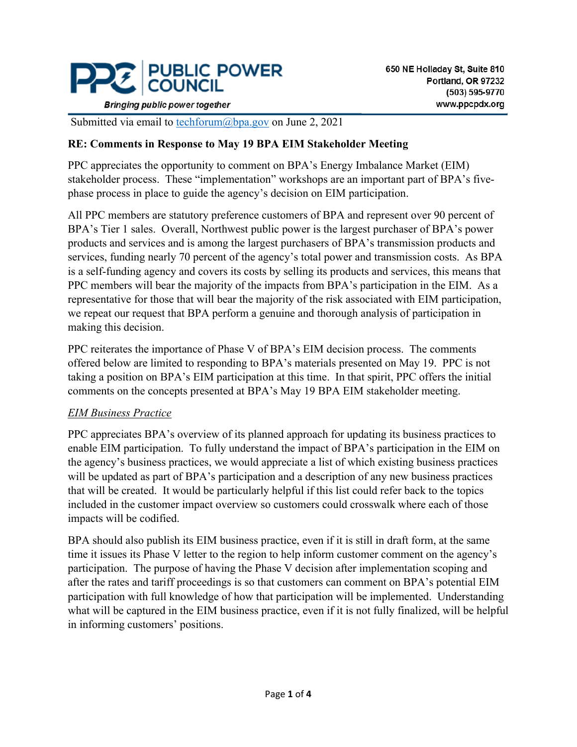**PUBLIC POWER COUNCIL**

*Bringing public power together*

650 NE Holladay St, Suite 810
Portland, OR 97232
(503) 595-9770
www.ppcpdx.org

Submitted via email to techforum@bpa.gov on June 2, 2021

**RE: Comments in Response to May 19 BPA EIM Stakeholder Meeting**

PPC appreciates the opportunity to comment on BPA's Energy Imbalance Market (EIM) stakeholder process. These "implementation" workshops are an important part of BPA's five-phase process in place to guide the agency's decision on EIM participation.

All PPC members are statutory preference customers of BPA and represent over 90 percent of BPA's Tier 1 sales. Overall, Northwest public power is the largest purchaser of BPA's power products and services and is among the largest purchasers of BPA's transmission products and services, funding nearly 70 percent of the agency's total power and transmission costs. As BPA is a self-funding agency and covers its costs by selling its products and services, this means that PPC members will bear the majority of the impacts from BPA's participation in the EIM. As a representative for those that will bear the majority of the risk associated with EIM participation, we repeat our request that BPA perform a genuine and thorough analysis of participation in making this decision.

PPC reiterates the importance of Phase V of BPA's EIM decision process. The comments offered below are limited to responding to BPA's materials presented on May 19. PPC is not taking a position on BPA's EIM participation at this time. In that spirit, PPC offers the initial comments on the concepts presented at BPA's May 19 BPA EIM stakeholder meeting.

*EIM Business Practice*

PPC appreciates BPA's overview of its planned approach for updating its business practices to enable EIM participation. To fully understand the impact of BPA's participation in the EIM on the agency's business practices, we would appreciate a list of which existing business practices will be updated as part of BPA's participation and a description of any new business practices that will be created. It would be particularly helpful if this list could refer back to the topics included in the customer impact overview so customers could crosswalk where each of those impacts will be codified.

BPA should also publish its EIM business practice, even if it is still in draft form, at the same time it issues its Phase V letter to the region to help inform customer comment on the agency's participation. The purpose of having the Phase V decision after implementation scoping and after the rates and tariff proceedings is so that customers can comment on BPA's potential EIM participation with full knowledge of how that participation will be implemented. Understanding what will be captured in the EIM business practice, even if it is not fully finalized, will be helpful in informing customers' positions.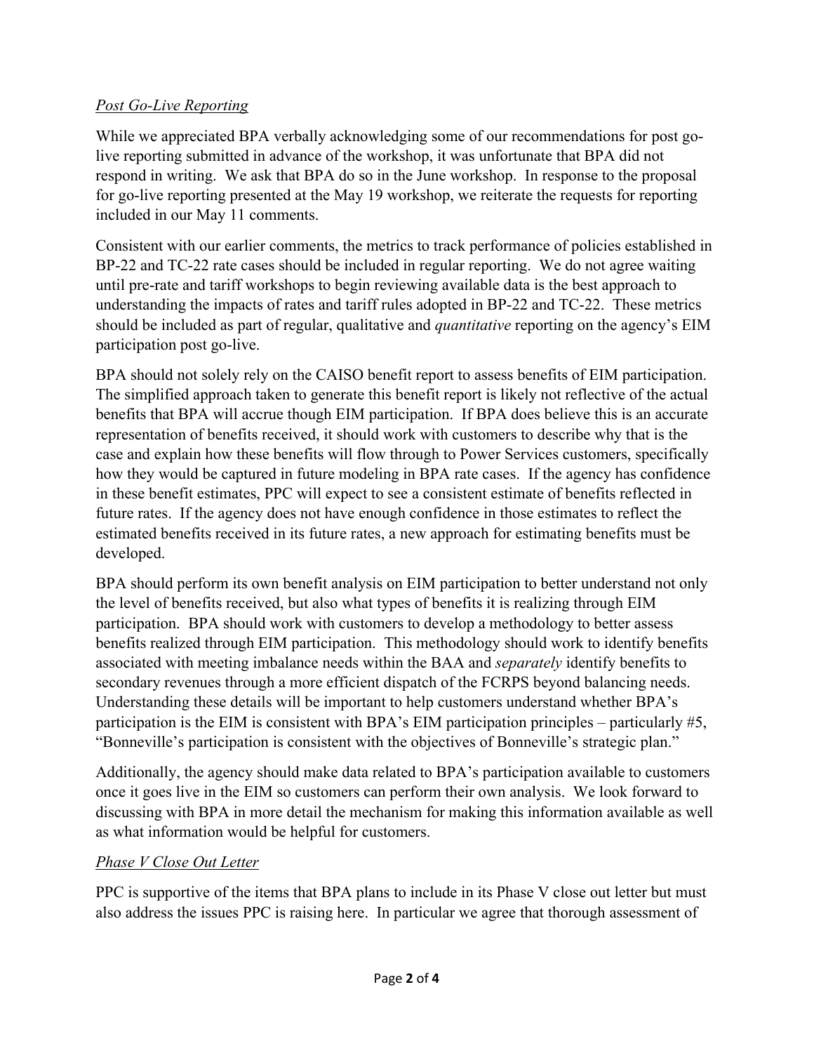*Post Go-Live Reporting*

While we appreciated BPA verbally acknowledging some of our recommendations for post go-live reporting submitted in advance of the workshop, it was unfortunate that BPA did not respond in writing. We ask that BPA do so in the June workshop. In response to the proposal for go-live reporting presented at the May 19 workshop, we reiterate the requests for reporting included in our May 11 comments.

Consistent with our earlier comments, the metrics to track performance of policies established in BP-22 and TC-22 rate cases should be included in regular reporting. We do not agree waiting until pre-rate and tariff workshops to begin reviewing available data is the best approach to understanding the impacts of rates and tariff rules adopted in BP-22 and TC-22. These metrics should be included as part of regular, qualitative and *quantitative* reporting on the agency's EIM participation post go-live.

BPA should not solely rely on the CAISO benefit report to assess benefits of EIM participation. The simplified approach taken to generate this benefit report is likely not reflective of the actual benefits that BPA will accrue though EIM participation. If BPA does believe this is an accurate representation of benefits received, it should work with customers to describe why that is the case and explain how these benefits will flow through to Power Services customers, specifically how they would be captured in future modeling in BPA rate cases. If the agency has confidence in these benefit estimates, PPC will expect to see a consistent estimate of benefits reflected in future rates. If the agency does not have enough confidence in those estimates to reflect the estimated benefits received in its future rates, a new approach for estimating benefits must be developed.

BPA should perform its own benefit analysis on EIM participation to better understand not only the level of benefits received, but also what types of benefits it is realizing through EIM participation. BPA should work with customers to develop a methodology to better assess benefits realized through EIM participation. This methodology should work to identify benefits associated with meeting imbalance needs within the BAA and *separately* identify benefits to secondary revenues through a more efficient dispatch of the FCRPS beyond balancing needs. Understanding these details will be important to help customers understand whether BPA's participation is the EIM is consistent with BPA's EIM participation principles – particularly #5, "Bonneville's participation is consistent with the objectives of Bonneville's strategic plan."

Additionally, the agency should make data related to BPA's participation available to customers once it goes live in the EIM so customers can perform their own analysis. We look forward to discussing with BPA in more detail the mechanism for making this information available as well as what information would be helpful for customers.

*Phase V Close Out Letter*

PPC is supportive of the items that BPA plans to include in its Phase V close out letter but must also address the issues PPC is raising here. In particular we agree that thorough assessment of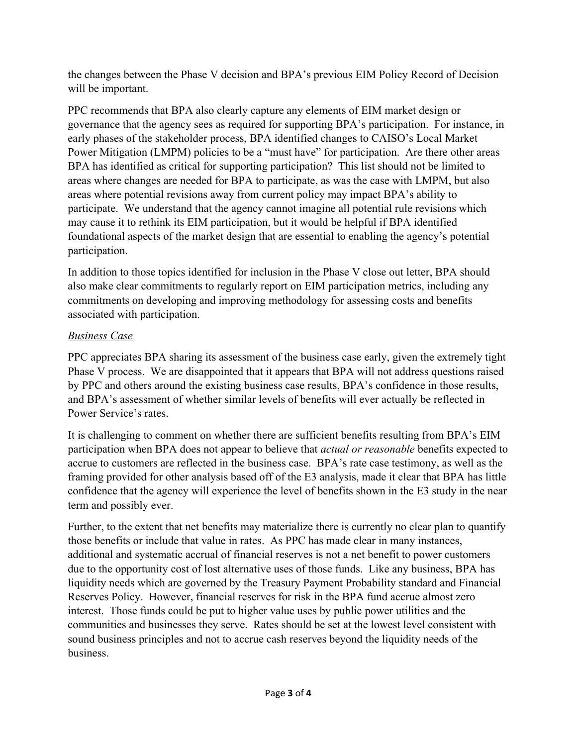the changes between the Phase V decision and BPA's previous EIM Policy Record of Decision will be important.

PPC recommends that BPA also clearly capture any elements of EIM market design or governance that the agency sees as required for supporting BPA's participation. For instance, in early phases of the stakeholder process, BPA identified changes to CAISO's Local Market Power Mitigation (LMPM) policies to be a "must have" for participation. Are there other areas BPA has identified as critical for supporting participation? This list should not be limited to areas where changes are needed for BPA to participate, as was the case with LMPM, but also areas where potential revisions away from current policy may impact BPA's ability to participate. We understand that the agency cannot imagine all potential rule revisions which may cause it to rethink its EIM participation, but it would be helpful if BPA identified foundational aspects of the market design that are essential to enabling the agency's potential participation.

In addition to those topics identified for inclusion in the Phase V close out letter, BPA should also make clear commitments to regularly report on EIM participation metrics, including any commitments on developing and improving methodology for assessing costs and benefits associated with participation.

*Business Case*

PPC appreciates BPA sharing its assessment of the business case early, given the extremely tight Phase V process. We are disappointed that it appears that BPA will not address questions raised by PPC and others around the existing business case results, BPA's confidence in those results, and BPA's assessment of whether similar levels of benefits will ever actually be reflected in Power Service's rates.

It is challenging to comment on whether there are sufficient benefits resulting from BPA's EIM participation when BPA does not appear to believe that *actual or reasonable* benefits expected to accrue to customers are reflected in the business case. BPA's rate case testimony, as well as the framing provided for other analysis based off of the E3 analysis, made it clear that BPA has little confidence that the agency will experience the level of benefits shown in the E3 study in the near term and possibly ever.

Further, to the extent that net benefits may materialize there is currently no clear plan to quantify those benefits or include that value in rates. As PPC has made clear in many instances, additional and systematic accrual of financial reserves is not a net benefit to power customers due to the opportunity cost of lost alternative uses of those funds. Like any business, BPA has liquidity needs which are governed by the Treasury Payment Probability standard and Financial Reserves Policy. However, financial reserves for risk in the BPA fund accrue almost zero interest. Those funds could be put to higher value uses by public power utilities and the communities and businesses they serve. Rates should be set at the lowest level consistent with sound business principles and not to accrue cash reserves beyond the liquidity needs of the business.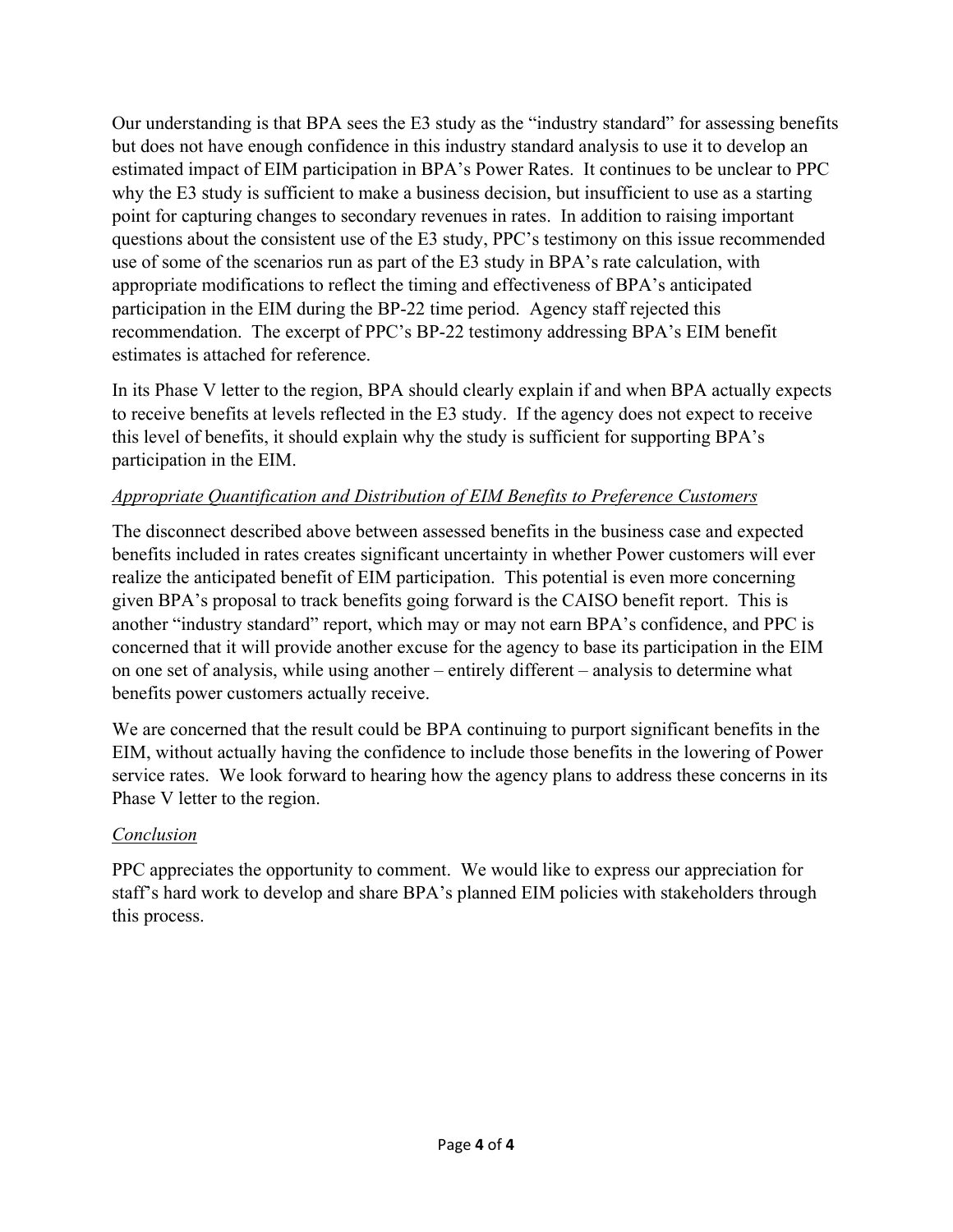Our understanding is that BPA sees the E3 study as the "industry standard" for assessing benefits but does not have enough confidence in this industry standard analysis to use it to develop an estimated impact of EIM participation in BPA's Power Rates. It continues to be unclear to PPC why the E3 study is sufficient to make a business decision, but insufficient to use as a starting point for capturing changes to secondary revenues in rates. In addition to raising important questions about the consistent use of the E3 study, PPC's testimony on this issue recommended use of some of the scenarios run as part of the E3 study in BPA's rate calculation, with appropriate modifications to reflect the timing and effectiveness of BPA's anticipated participation in the EIM during the BP-22 time period. Agency staff rejected this recommendation. The excerpt of PPC's BP-22 testimony addressing BPA's EIM benefit estimates is attached for reference.

In its Phase V letter to the region, BPA should clearly explain if and when BPA actually expects to receive benefits at levels reflected in the E3 study. If the agency does not expect to receive this level of benefits, it should explain why the study is sufficient for supporting BPA's participation in the EIM.

*Appropriate Quantification and Distribution of EIM Benefits to Preference Customers*

The disconnect described above between assessed benefits in the business case and expected benefits included in rates creates significant uncertainty in whether Power customers will ever realize the anticipated benefit of EIM participation. This potential is even more concerning given BPA's proposal to track benefits going forward is the CAISO benefit report. This is another "industry standard" report, which may or may not earn BPA's confidence, and PPC is concerned that it will provide another excuse for the agency to base its participation in the EIM on one set of analysis, while using another – entirely different – analysis to determine what benefits power customers actually receive.

We are concerned that the result could be BPA continuing to purport significant benefits in the EIM, without actually having the confidence to include those benefits in the lowering of Power service rates. We look forward to hearing how the agency plans to address these concerns in its Phase V letter to the region.

*Conclusion*

PPC appreciates the opportunity to comment. We would like to express our appreciation for staff's hard work to develop and share BPA's planned EIM policies with stakeholders through this process.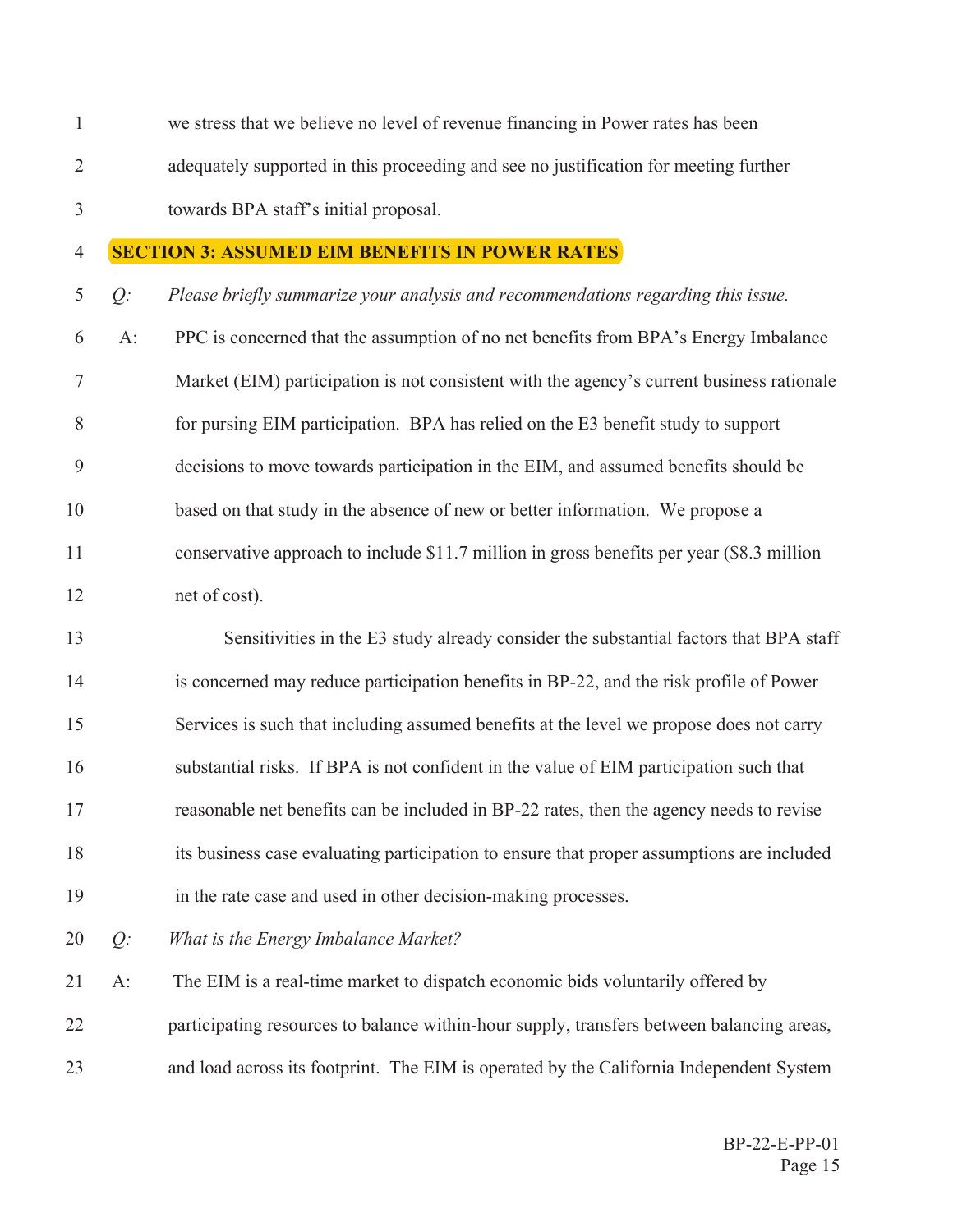we stress that we believe no level of revenue financing in Power rates has been adequately supported in this proceeding and see no justification for meeting further towards BPA staff's initial proposal.

## SECTION 3: ASSUMED EIM BENEFITS IN POWER RATES

*Q: Please briefly summarize your analysis and recommendations regarding this issue.*

A: PPC is concerned that the assumption of no net benefits from BPA's Energy Imbalance Market (EIM) participation is not consistent with the agency's current business rationale for pursing EIM participation. BPA has relied on the E3 benefit study to support decisions to move towards participation in the EIM, and assumed benefits should be based on that study in the absence of new or better information. We propose a conservative approach to include $11.7 million in gross benefits per year ($8.3 million net of cost).

Sensitivities in the E3 study already consider the substantial factors that BPA staff is concerned may reduce participation benefits in BP-22, and the risk profile of Power Services is such that including assumed benefits at the level we propose does not carry substantial risks. If BPA is not confident in the value of EIM participation such that reasonable net benefits can be included in BP-22 rates, then the agency needs to revise its business case evaluating participation to ensure that proper assumptions are included in the rate case and used in other decision-making processes.

*Q: What is the Energy Imbalance Market?*

A: The EIM is a real-time market to dispatch economic bids voluntarily offered by participating resources to balance within-hour supply, transfers between balancing areas, and load across its footprint. The EIM is operated by the California Independent System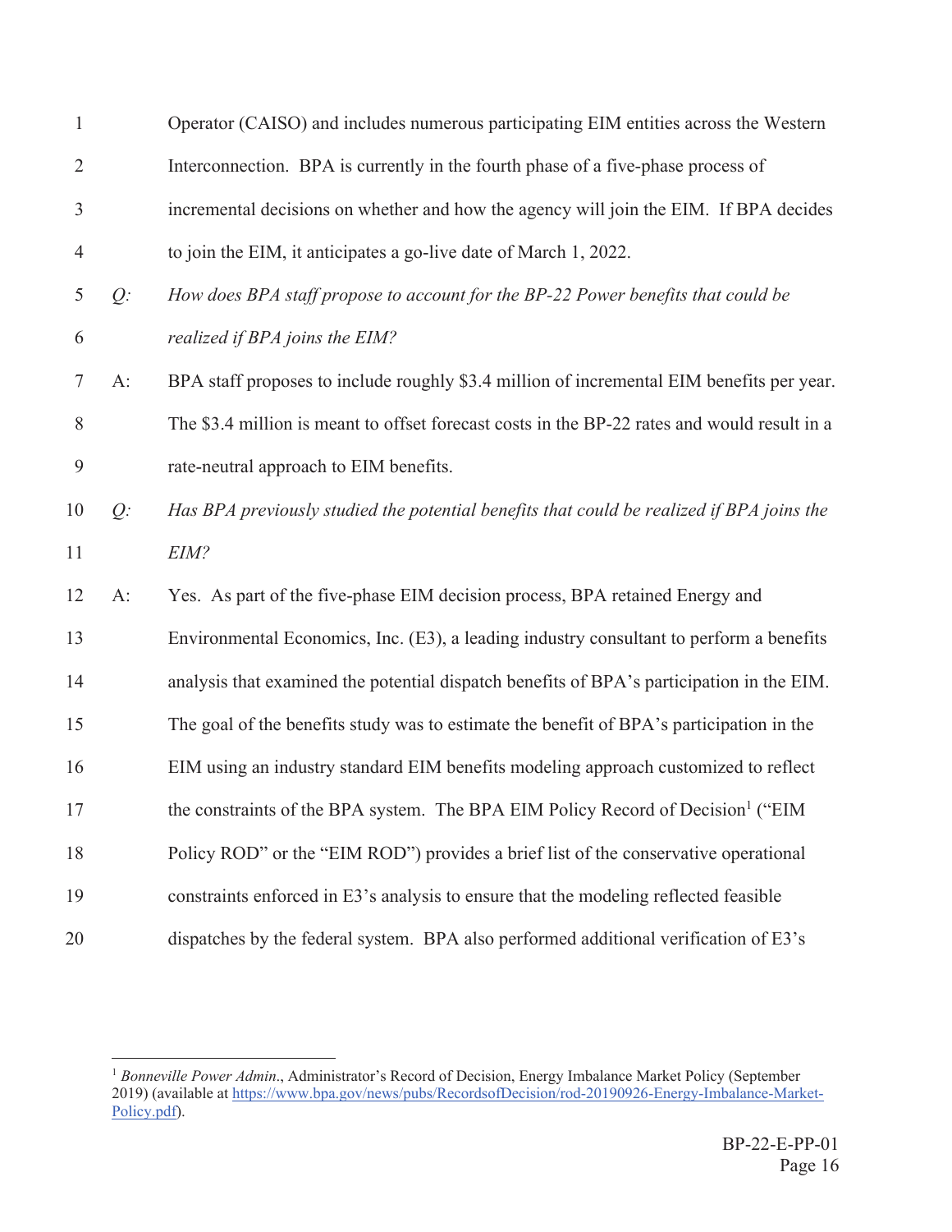Operator (CAISO) and includes numerous participating EIM entities across the Western Interconnection. BPA is currently in the fourth phase of a five-phase process of incremental decisions on whether and how the agency will join the EIM. If BPA decides to join the EIM, it anticipates a go-live date of March 1, 2022.

*Q: How does BPA staff propose to account for the BP-22 Power benefits that could be realized if BPA joins the EIM?*

A: BPA staff proposes to include roughly \$3.4 million of incremental EIM benefits per year. The \$3.4 million is meant to offset forecast costs in the BP-22 rates and would result in a rate-neutral approach to EIM benefits.

*Q: Has BPA previously studied the potential benefits that could be realized if BPA joins the EIM?*

A: Yes. As part of the five-phase EIM decision process, BPA retained Energy and Environmental Economics, Inc. (E3), a leading industry consultant to perform a benefits analysis that examined the potential dispatch benefits of BPA's participation in the EIM. The goal of the benefits study was to estimate the benefit of BPA's participation in the EIM using an industry standard EIM benefits modeling approach customized to reflect the constraints of the BPA system. The BPA EIM Policy Record of Decision[1] ("EIM Policy ROD" or the "EIM ROD") provides a brief list of the conservative operational constraints enforced in E3's analysis to ensure that the modeling reflected feasible dispatches by the federal system. BPA also performed additional verification of E3's

---

[1] *Bonneville Power Admin*., Administrator's Record of Decision, Energy Imbalance Market Policy (September 2019) (available at https://www.bpa.gov/news/pubs/RecordsofDecision/rod-20190926-Energy-Imbalance-Market-Policy.pdf).

BP-22-E-PP-01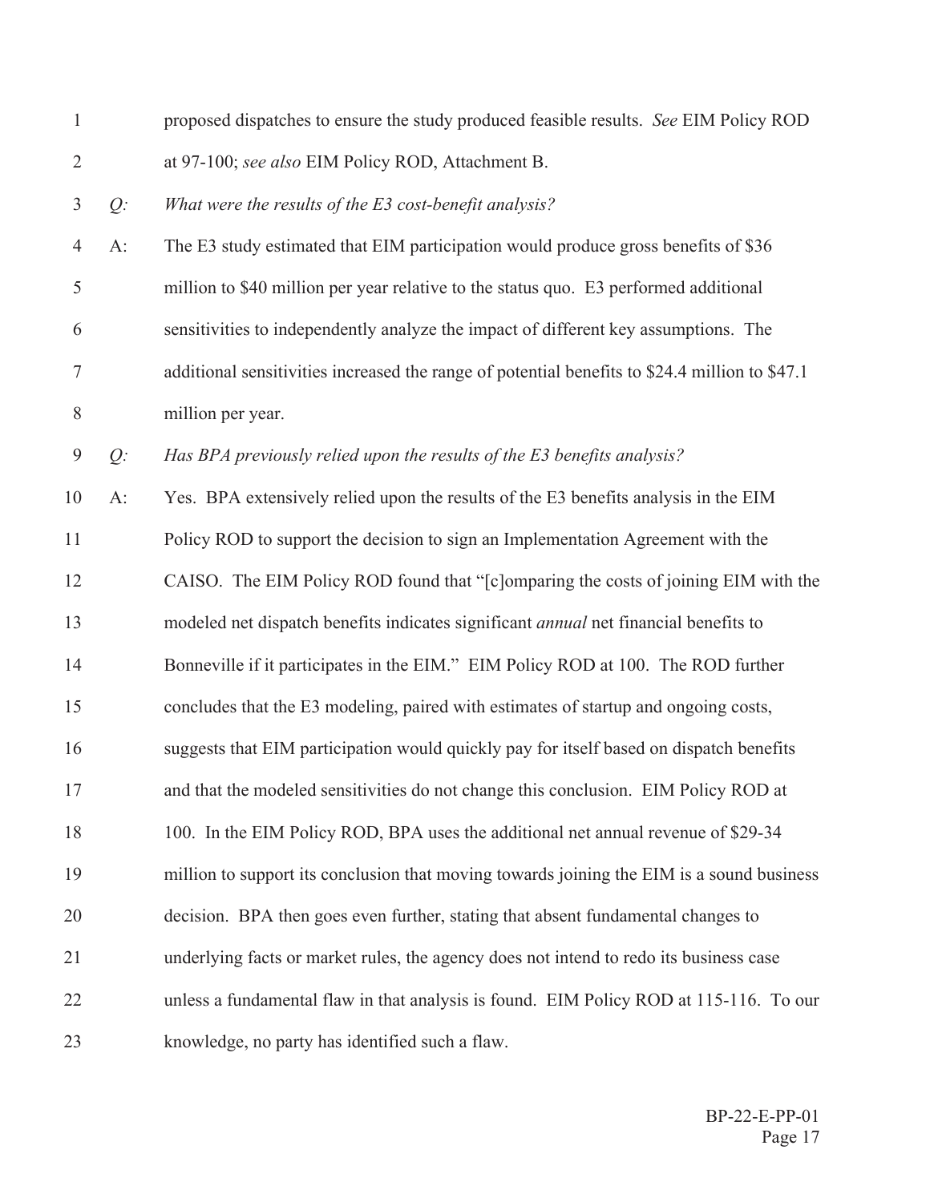proposed dispatches to ensure the study produced feasible results. *See* EIM Policy ROD at 97-100; *see also* EIM Policy ROD, Attachment B.

*Q: What were the results of the E3 cost-benefit analysis?*

A: The E3 study estimated that EIM participation would produce gross benefits of $36 million to $40 million per year relative to the status quo. E3 performed additional sensitivities to independently analyze the impact of different key assumptions. The additional sensitivities increased the range of potential benefits to $24.4 million to $47.1 million per year.

*Q: Has BPA previously relied upon the results of the E3 benefits analysis?*

A: Yes. BPA extensively relied upon the results of the E3 benefits analysis in the EIM Policy ROD to support the decision to sign an Implementation Agreement with the CAISO. The EIM Policy ROD found that "[c]omparing the costs of joining EIM with the modeled net dispatch benefits indicates significant *annual* net financial benefits to Bonneville if it participates in the EIM." EIM Policy ROD at 100. The ROD further concludes that the E3 modeling, paired with estimates of startup and ongoing costs, suggests that EIM participation would quickly pay for itself based on dispatch benefits and that the modeled sensitivities do not change this conclusion. EIM Policy ROD at 100. In the EIM Policy ROD, BPA uses the additional net annual revenue of $29-34 million to support its conclusion that moving towards joining the EIM is a sound business decision. BPA then goes even further, stating that absent fundamental changes to underlying facts or market rules, the agency does not intend to redo its business case unless a fundamental flaw in that analysis is found. EIM Policy ROD at 115-116. To our knowledge, no party has identified such a flaw.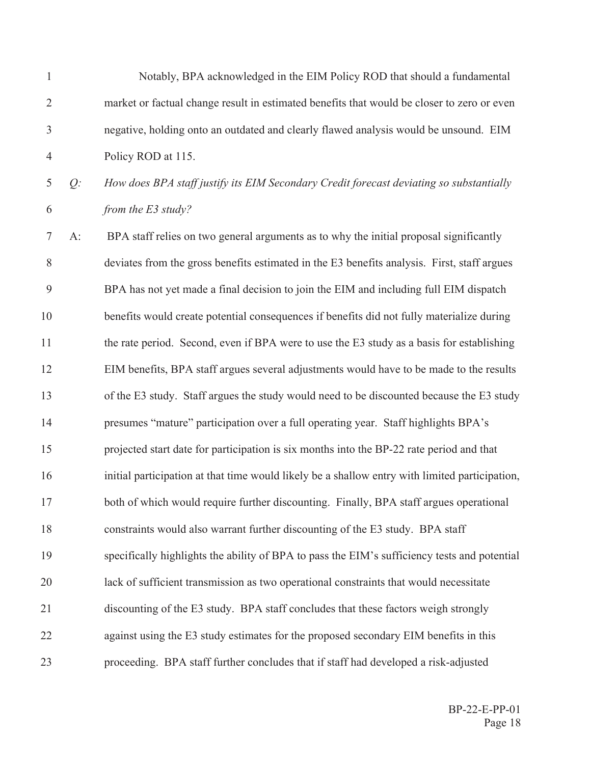Notably, BPA acknowledged in the EIM Policy ROD that should a fundamental market or factual change result in estimated benefits that would be closer to zero or even negative, holding onto an outdated and clearly flawed analysis would be unsound. EIM Policy ROD at 115.

*Q: How does BPA staff justify its EIM Secondary Credit forecast deviating so substantially from the E3 study?*

A: BPA staff relies on two general arguments as to why the initial proposal significantly deviates from the gross benefits estimated in the E3 benefits analysis. First, staff argues BPA has not yet made a final decision to join the EIM and including full EIM dispatch benefits would create potential consequences if benefits did not fully materialize during the rate period. Second, even if BPA were to use the E3 study as a basis for establishing EIM benefits, BPA staff argues several adjustments would have to be made to the results of the E3 study. Staff argues the study would need to be discounted because the E3 study presumes "mature" participation over a full operating year. Staff highlights BPA's projected start date for participation is six months into the BP-22 rate period and that initial participation at that time would likely be a shallow entry with limited participation, both of which would require further discounting. Finally, BPA staff argues operational constraints would also warrant further discounting of the E3 study. BPA staff specifically highlights the ability of BPA to pass the EIM's sufficiency tests and potential lack of sufficient transmission as two operational constraints that would necessitate discounting of the E3 study. BPA staff concludes that these factors weigh strongly against using the E3 study estimates for the proposed secondary EIM benefits in this proceeding. BPA staff further concludes that if staff had developed a risk-adjusted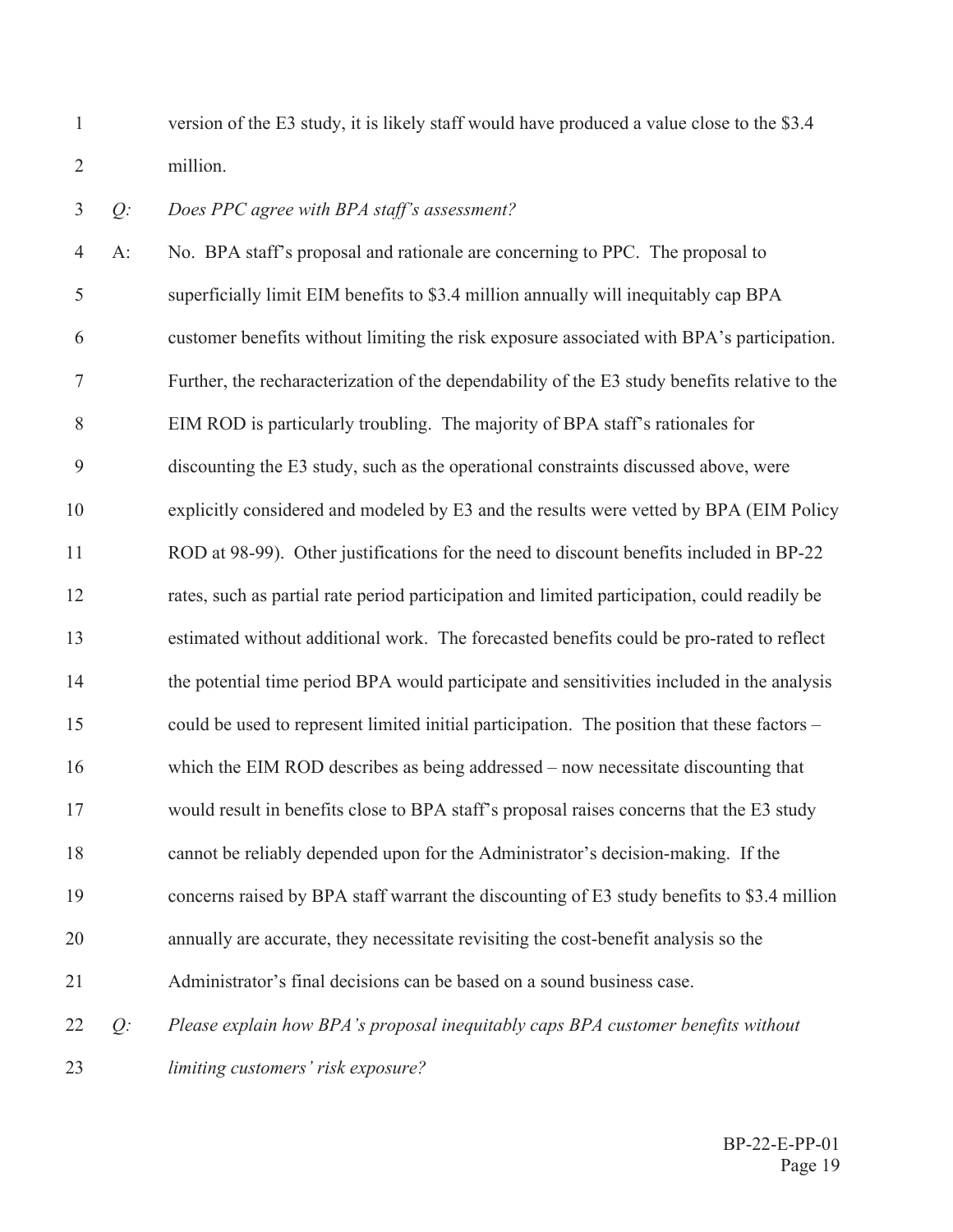version of the E3 study, it is likely staff would have produced a value close to the $3.4 million.

*Q: Does PPC agree with BPA staff's assessment?*

A: No. BPA staff's proposal and rationale are concerning to PPC. The proposal to superficially limit EIM benefits to $3.4 million annually will inequitably cap BPA customer benefits without limiting the risk exposure associated with BPA's participation. Further, the recharacterization of the dependability of the E3 study benefits relative to the EIM ROD is particularly troubling. The majority of BPA staff's rationales for discounting the E3 study, such as the operational constraints discussed above, were explicitly considered and modeled by E3 and the results were vetted by BPA (EIM Policy ROD at 98-99). Other justifications for the need to discount benefits included in BP-22 rates, such as partial rate period participation and limited participation, could readily be estimated without additional work. The forecasted benefits could be pro-rated to reflect the potential time period BPA would participate and sensitivities included in the analysis could be used to represent limited initial participation. The position that these factors – which the EIM ROD describes as being addressed – now necessitate discounting that would result in benefits close to BPA staff's proposal raises concerns that the E3 study cannot be reliably depended upon for the Administrator's decision-making. If the concerns raised by BPA staff warrant the discounting of E3 study benefits to $3.4 million annually are accurate, they necessitate revisiting the cost-benefit analysis so the Administrator's final decisions can be based on a sound business case.

*Q: Please explain how BPA's proposal inequitably caps BPA customer benefits without limiting customers' risk exposure?*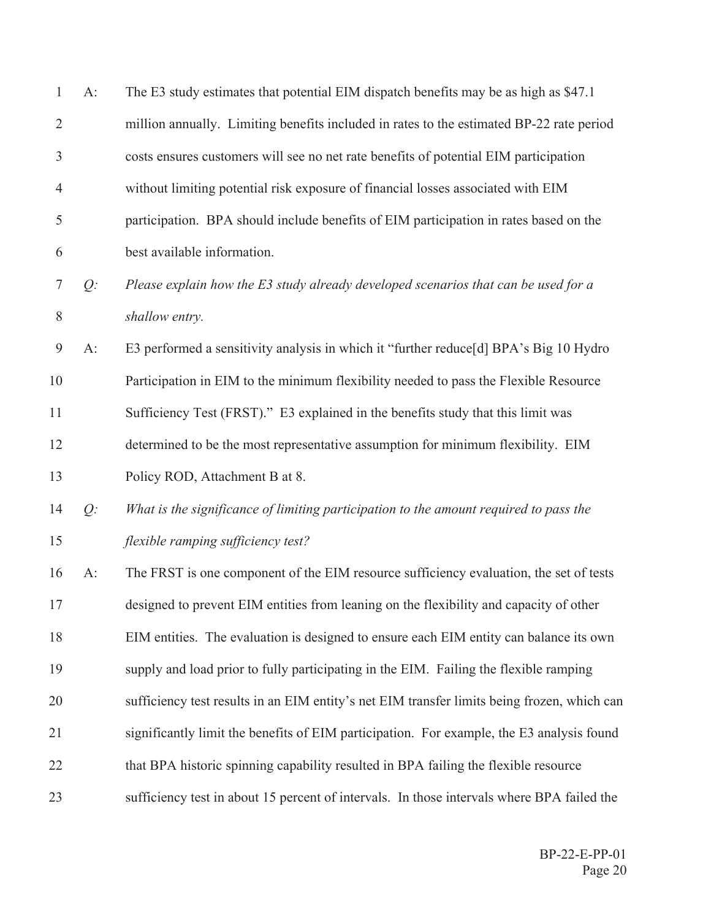A: The E3 study estimates that potential EIM dispatch benefits may be as high as $47.1 million annually. Limiting benefits included in rates to the estimated BP-22 rate period costs ensures customers will see no net rate benefits of potential EIM participation without limiting potential risk exposure of financial losses associated with EIM participation. BPA should include benefits of EIM participation in rates based on the best available information.

*Q: Please explain how the E3 study already developed scenarios that can be used for a shallow entry.*

A: E3 performed a sensitivity analysis in which it "further reduce[d] BPA's Big 10 Hydro Participation in EIM to the minimum flexibility needed to pass the Flexible Resource Sufficiency Test (FRST)." E3 explained in the benefits study that this limit was determined to be the most representative assumption for minimum flexibility. EIM Policy ROD, Attachment B at 8.

*Q: What is the significance of limiting participation to the amount required to pass the flexible ramping sufficiency test?*

A: The FRST is one component of the EIM resource sufficiency evaluation, the set of tests designed to prevent EIM entities from leaning on the flexibility and capacity of other EIM entities. The evaluation is designed to ensure each EIM entity can balance its own supply and load prior to fully participating in the EIM. Failing the flexible ramping sufficiency test results in an EIM entity's net EIM transfer limits being frozen, which can significantly limit the benefits of EIM participation. For example, the E3 analysis found that BPA historic spinning capability resulted in BPA failing the flexible resource sufficiency test in about 15 percent of intervals. In those intervals where BPA failed the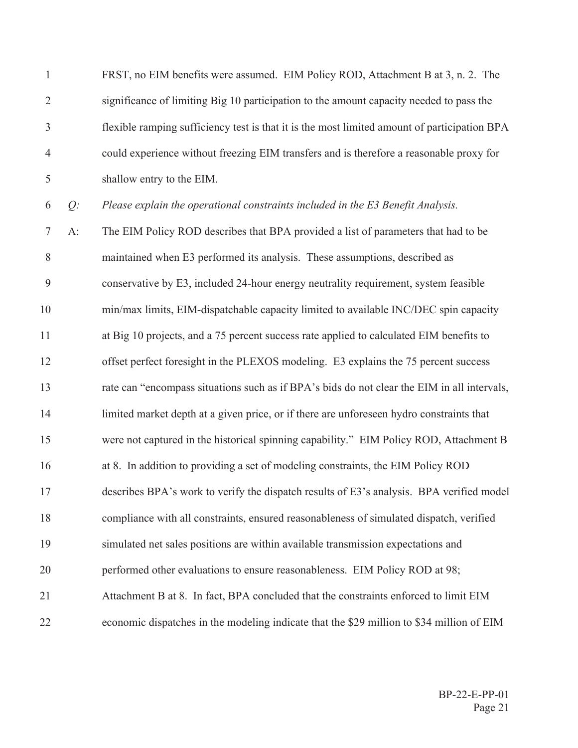FRST, no EIM benefits were assumed. EIM Policy ROD, Attachment B at 3, n. 2. The significance of limiting Big 10 participation to the amount capacity needed to pass the flexible ramping sufficiency test is that it is the most limited amount of participation BPA could experience without freezing EIM transfers and is therefore a reasonable proxy for shallow entry to the EIM.

*Q: Please explain the operational constraints included in the E3 Benefit Analysis.*

A: The EIM Policy ROD describes that BPA provided a list of parameters that had to be maintained when E3 performed its analysis. These assumptions, described as conservative by E3, included 24-hour energy neutrality requirement, system feasible min/max limits, EIM-dispatchable capacity limited to available INC/DEC spin capacity at Big 10 projects, and a 75 percent success rate applied to calculated EIM benefits to offset perfect foresight in the PLEXOS modeling. E3 explains the 75 percent success rate can "encompass situations such as if BPA's bids do not clear the EIM in all intervals, limited market depth at a given price, or if there are unforeseen hydro constraints that were not captured in the historical spinning capability." EIM Policy ROD, Attachment B at 8. In addition to providing a set of modeling constraints, the EIM Policy ROD describes BPA's work to verify the dispatch results of E3's analysis. BPA verified model compliance with all constraints, ensured reasonableness of simulated dispatch, verified simulated net sales positions are within available transmission expectations and performed other evaluations to ensure reasonableness. EIM Policy ROD at 98; Attachment B at 8. In fact, BPA concluded that the constraints enforced to limit EIM economic dispatches in the modeling indicate that the $29 million to $34 million of EIM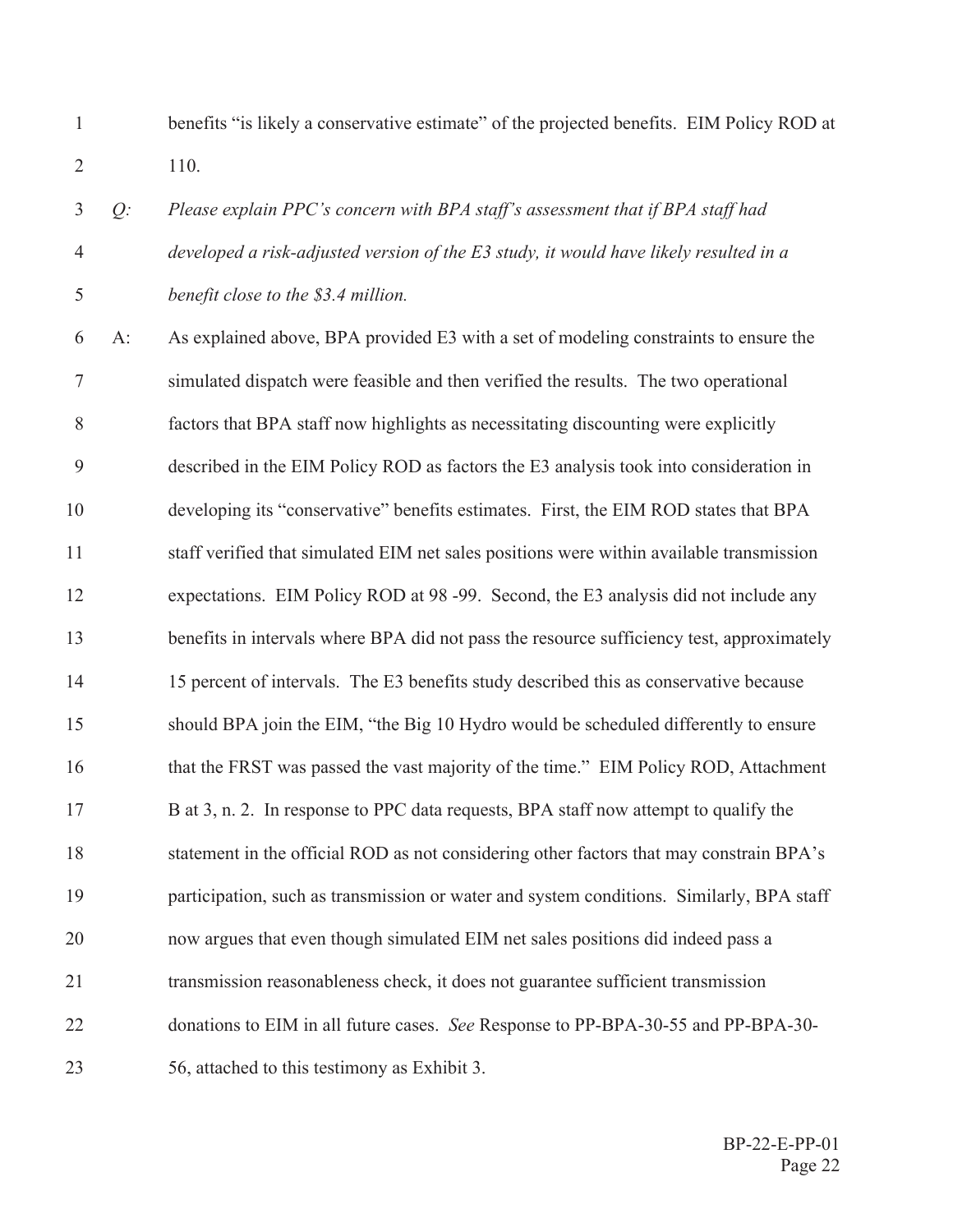benefits "is likely a conservative estimate" of the projected benefits. EIM Policy ROD at 110.

*Q: Please explain PPC's concern with BPA staff's assessment that if BPA staff had developed a risk-adjusted version of the E3 study, it would have likely resulted in a benefit close to the $3.4 million.*

A: As explained above, BPA provided E3 with a set of modeling constraints to ensure the simulated dispatch were feasible and then verified the results. The two operational factors that BPA staff now highlights as necessitating discounting were explicitly described in the EIM Policy ROD as factors the E3 analysis took into consideration in developing its "conservative" benefits estimates. First, the EIM ROD states that BPA staff verified that simulated EIM net sales positions were within available transmission expectations. EIM Policy ROD at 98 -99. Second, the E3 analysis did not include any benefits in intervals where BPA did not pass the resource sufficiency test, approximately 15 percent of intervals. The E3 benefits study described this as conservative because should BPA join the EIM, "the Big 10 Hydro would be scheduled differently to ensure that the FRST was passed the vast majority of the time." EIM Policy ROD, Attachment B at 3, n. 2. In response to PPC data requests, BPA staff now attempt to qualify the statement in the official ROD as not considering other factors that may constrain BPA's participation, such as transmission or water and system conditions. Similarly, BPA staff now argues that even though simulated EIM net sales positions did indeed pass a transmission reasonableness check, it does not guarantee sufficient transmission donations to EIM in all future cases. *See* Response to PP-BPA-30-55 and PP-BPA-30-56, attached to this testimony as Exhibit 3.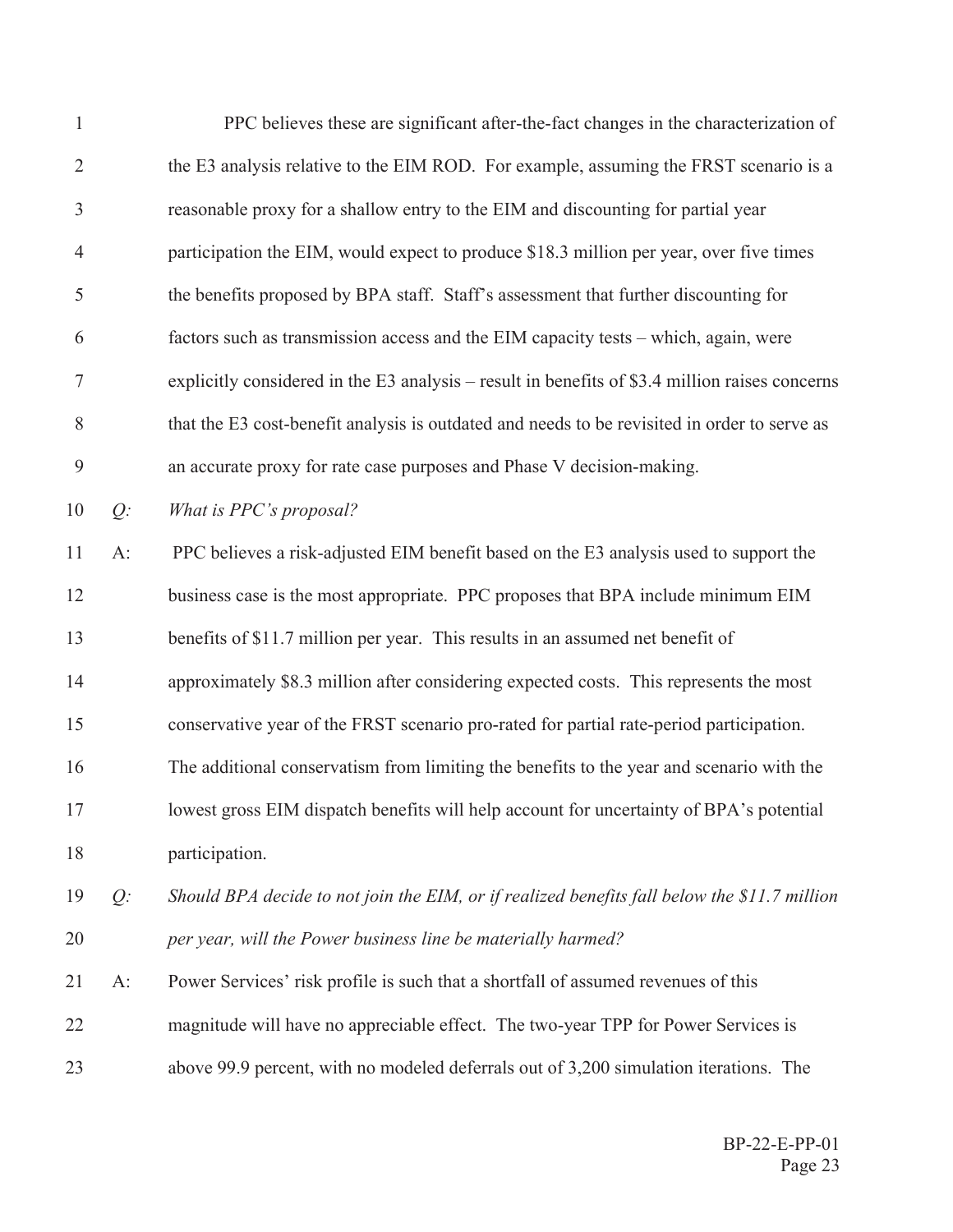PPC believes these are significant after-the-fact changes in the characterization of the E3 analysis relative to the EIM ROD. For example, assuming the FRST scenario is a reasonable proxy for a shallow entry to the EIM and discounting for partial year participation the EIM, would expect to produce \$18.3 million per year, over five times the benefits proposed by BPA staff. Staff's assessment that further discounting for factors such as transmission access and the EIM capacity tests – which, again, were explicitly considered in the E3 analysis – result in benefits of \$3.4 million raises concerns that the E3 cost-benefit analysis is outdated and needs to be revisited in order to serve as an accurate proxy for rate case purposes and Phase V decision-making.

*Q: What is PPC's proposal?*

A: PPC believes a risk-adjusted EIM benefit based on the E3 analysis used to support the business case is the most appropriate. PPC proposes that BPA include minimum EIM benefits of \$11.7 million per year. This results in an assumed net benefit of approximately \$8.3 million after considering expected costs. This represents the most conservative year of the FRST scenario pro-rated for partial rate-period participation. The additional conservatism from limiting the benefits to the year and scenario with the lowest gross EIM dispatch benefits will help account for uncertainty of BPA's potential participation.

*Q: Should BPA decide to not join the EIM, or if realized benefits fall below the \$11.7 million per year, will the Power business line be materially harmed?*

A: Power Services' risk profile is such that a shortfall of assumed revenues of this magnitude will have no appreciable effect. The two-year TPP for Power Services is above 99.9 percent, with no modeled deferrals out of 3,200 simulation iterations. The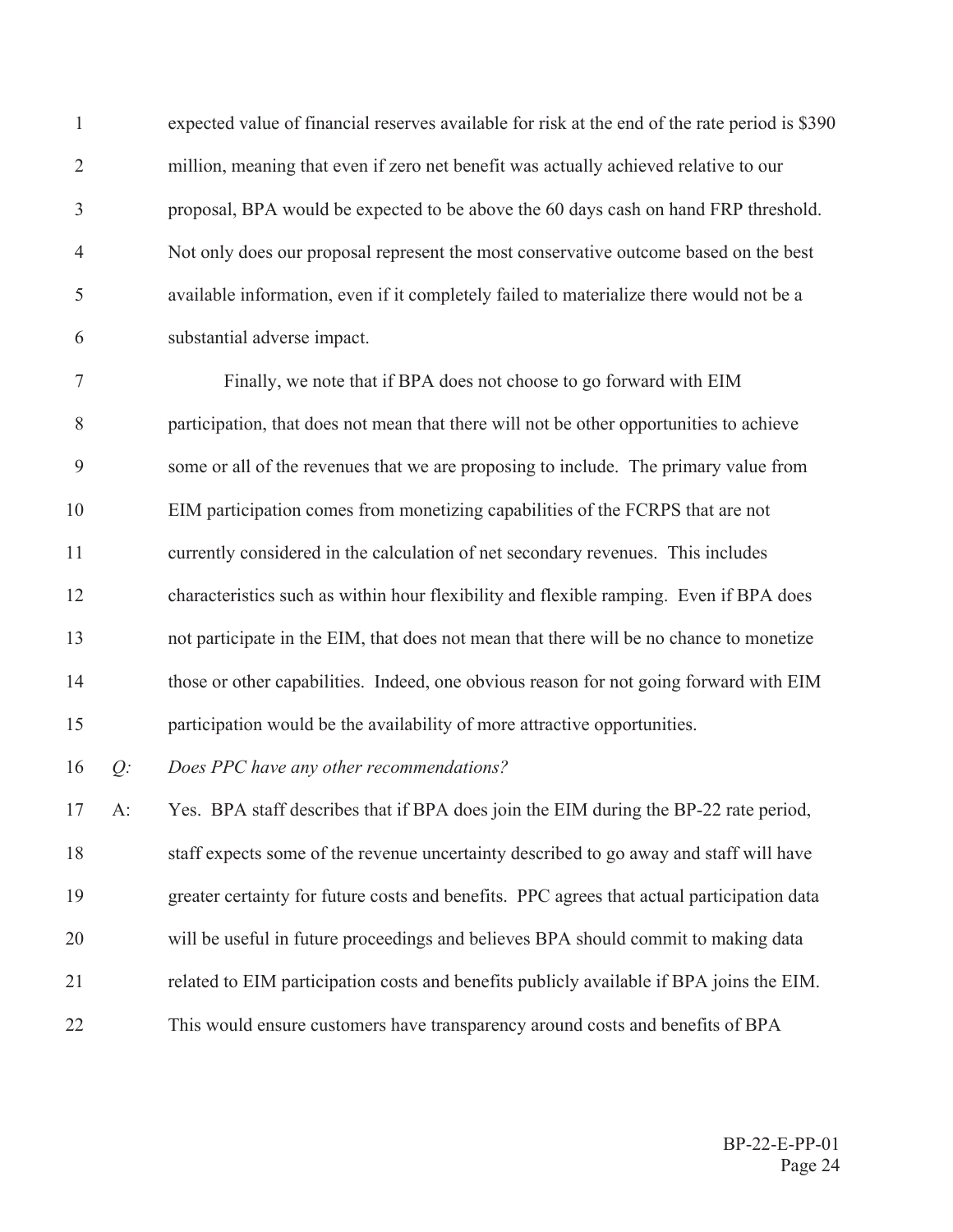expected value of financial reserves available for risk at the end of the rate period is $390 million, meaning that even if zero net benefit was actually achieved relative to our proposal, BPA would be expected to be above the 60 days cash on hand FRP threshold. Not only does our proposal represent the most conservative outcome based on the best available information, even if it completely failed to materialize there would not be a substantial adverse impact.

Finally, we note that if BPA does not choose to go forward with EIM participation, that does not mean that there will not be other opportunities to achieve some or all of the revenues that we are proposing to include. The primary value from EIM participation comes from monetizing capabilities of the FCRPS that are not currently considered in the calculation of net secondary revenues. This includes characteristics such as within hour flexibility and flexible ramping. Even if BPA does not participate in the EIM, that does not mean that there will be no chance to monetize those or other capabilities. Indeed, one obvious reason for not going forward with EIM participation would be the availability of more attractive opportunities.

*Q: Does PPC have any other recommendations?*

A: Yes. BPA staff describes that if BPA does join the EIM during the BP-22 rate period, staff expects some of the revenue uncertainty described to go away and staff will have greater certainty for future costs and benefits. PPC agrees that actual participation data will be useful in future proceedings and believes BPA should commit to making data related to EIM participation costs and benefits publicly available if BPA joins the EIM. This would ensure customers have transparency around costs and benefits of BPA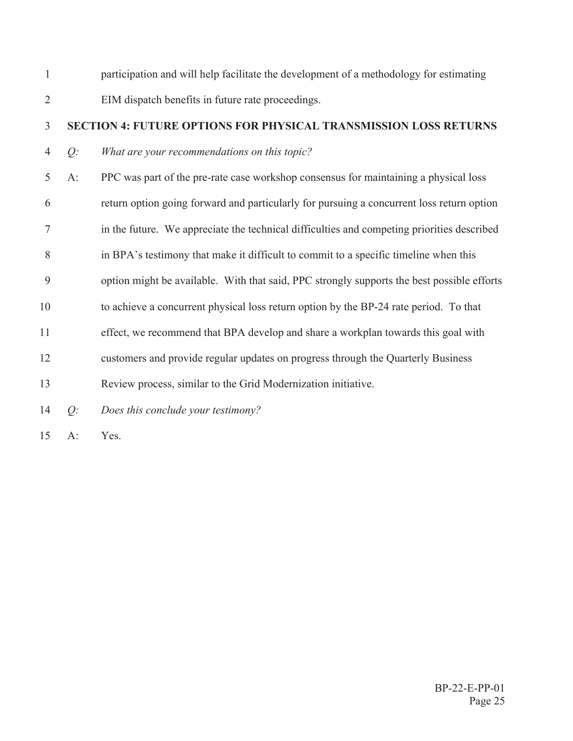participation and will help facilitate the development of a methodology for estimating EIM dispatch benefits in future rate proceedings.

**SECTION 4: FUTURE OPTIONS FOR PHYSICAL TRANSMISSION LOSS RETURNS**

*Q: What are your recommendations on this topic?*

A: PPC was part of the pre-rate case workshop consensus for maintaining a physical loss return option going forward and particularly for pursuing a concurrent loss return option in the future. We appreciate the technical difficulties and competing priorities described in BPA's testimony that make it difficult to commit to a specific timeline when this option might be available. With that said, PPC strongly supports the best possible efforts to achieve a concurrent physical loss return option by the BP-24 rate period. To that effect, we recommend that BPA develop and share a workplan towards this goal with customers and provide regular updates on progress through the Quarterly Business Review process, similar to the Grid Modernization initiative.

*Q: Does this conclude your testimony?*

A: Yes.